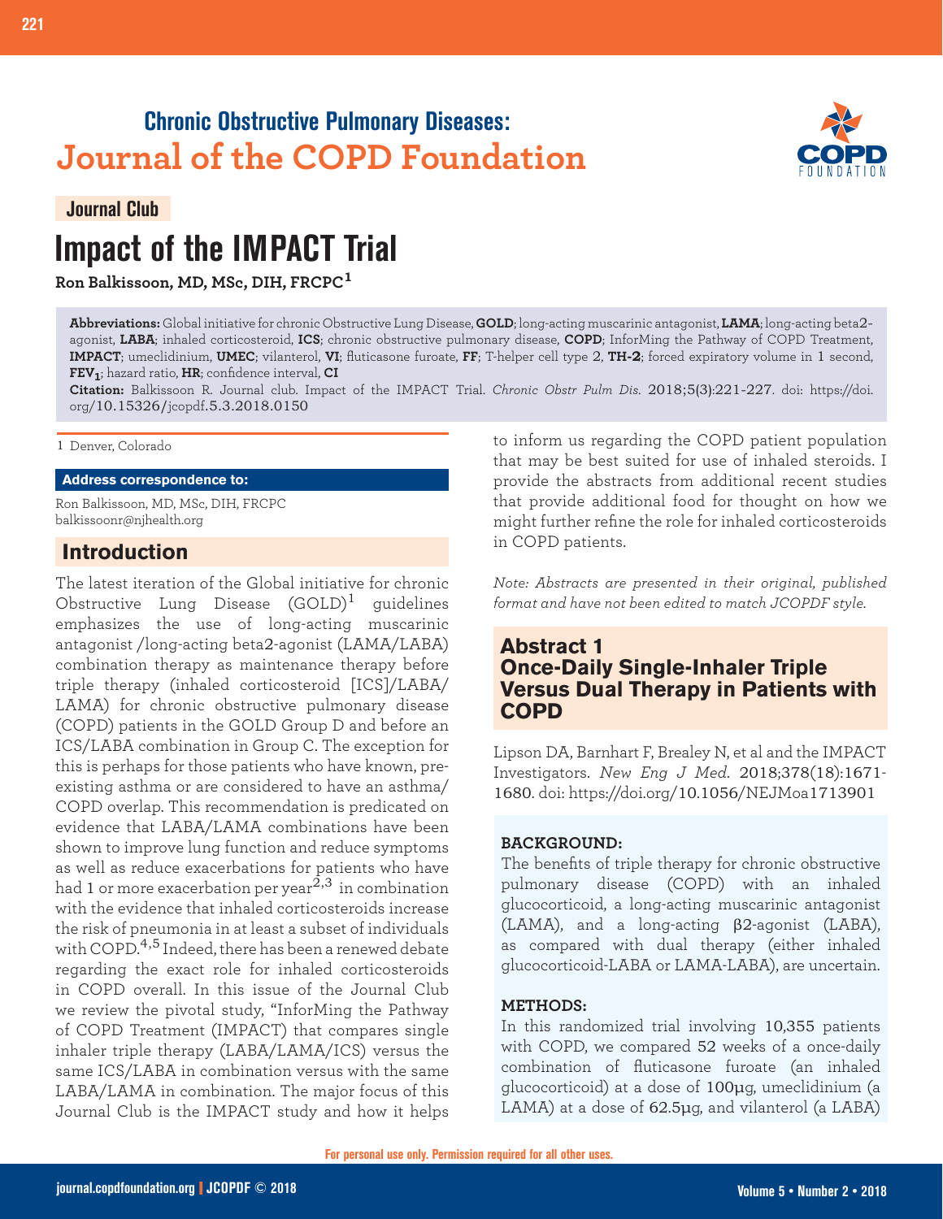## Chronic Obstructive Pulmonary Diseases:
# Journal of the COPD Foundation

**Journal Club**

# Impact of the IMPACT Trial

**Ron Balkissoon, MD, MSc, DIH, FRCPC**[1]

**Abbreviations:** Global initiative for chronic Obstructive Lung Disease, **GOLD**; long-acting muscarinic antagonist, **LAMA**; long-acting beta2-agonist, **LABA**; inhaled corticosteroid, **ICS**; chronic obstructive pulmonary disease, **COPD**; InforMing the Pathway of COPD Treatment, **IMPACT**; umeclidinium, **UMEC**; vilanterol, **VI**; fluticasone furoate, **FF**; T-helper cell type 2, **TH-2**; forced expiratory volume in 1 second, **$FEV_1$**; hazard ratio, **HR**; confidence interval, **CI**

**Citation:** Balkissoon R. Journal club. Impact of the IMPACT Trial. *Chronic Obstr Pulm Dis*. 2018;5(3):221-227. doi: https://doi.org/10.15326/jcopdf.5.3.2018.0150

1 Denver, Colorado

**Address correspondence to:**

Ron Balkissoon, MD, MSc, DIH, FRCPC
balkissoonr@njhealth.org

## Introduction

The latest iteration of the Global initiative for chronic Obstructive Lung Disease (GOLD)[1] guidelines emphasizes the use of long-acting muscarinic antagonist /long-acting beta2-agonist (LAMA/LABA) combination therapy as maintenance therapy before triple therapy (inhaled corticosteroid [ICS]/LABA/LAMA) for chronic obstructive pulmonary disease (COPD) patients in the GOLD Group D and before an ICS/LABA combination in Group C. The exception for this is perhaps for those patients who have known, pre-existing asthma or are considered to have an asthma/COPD overlap. This recommendation is predicated on evidence that LABA/LAMA combinations have been shown to improve lung function and reduce symptoms as well as reduce exacerbations for patients who have had 1 or more exacerbation per year[2,3] in combination with the evidence that inhaled corticosteroids increase the risk of pneumonia in at least a subset of individuals with COPD.[4,5] Indeed, there has been a renewed debate regarding the exact role for inhaled corticosteroids in COPD overall. In this issue of the Journal Club we review the pivotal study, "InforMing the Pathway of COPD Treatment (IMPACT) that compares single inhaler triple therapy (LABA/LAMA/ICS) versus the same ICS/LABA in combination versus with the same LABA/LAMA in combination. The major focus of this Journal Club is the IMPACT study and how it helps to inform us regarding the COPD patient population that may be best suited for use of inhaled steroids. I provide the abstracts from additional recent studies that provide additional food for thought on how we might further refine the role for inhaled corticosteroids in COPD patients.

*Note: Abstracts are presented in their original, published format and have not been edited to match JCOPDF style.*

## Abstract 1
## Once-Daily Single-Inhaler Triple Versus Dual Therapy in Patients with COPD

Lipson DA, Barnhart F, Brealey N, et al and the IMPACT Investigators. *New Eng J Med.* 2018;378(18):1671-1680. doi: https://doi.org/10.1056/NEJMoa1713901

**BACKGROUND:**
The benefits of triple therapy for chronic obstructive pulmonary disease (COPD) with an inhaled glucocorticoid, a long-acting muscarinic antagonist (LAMA), and a long-acting β2-agonist (LABA), as compared with dual therapy (either inhaled glucocorticoid-LABA or LAMA-LABA), are uncertain.

**METHODS:**
In this randomized trial involving 10,355 patients with COPD, we compared 52 weeks of a once-daily combination of fluticasone furoate (an inhaled glucocorticoid) at a dose of 100μg, umeclidinium (a LAMA) at a dose of 62.5μg, and vilanterol (a LABA)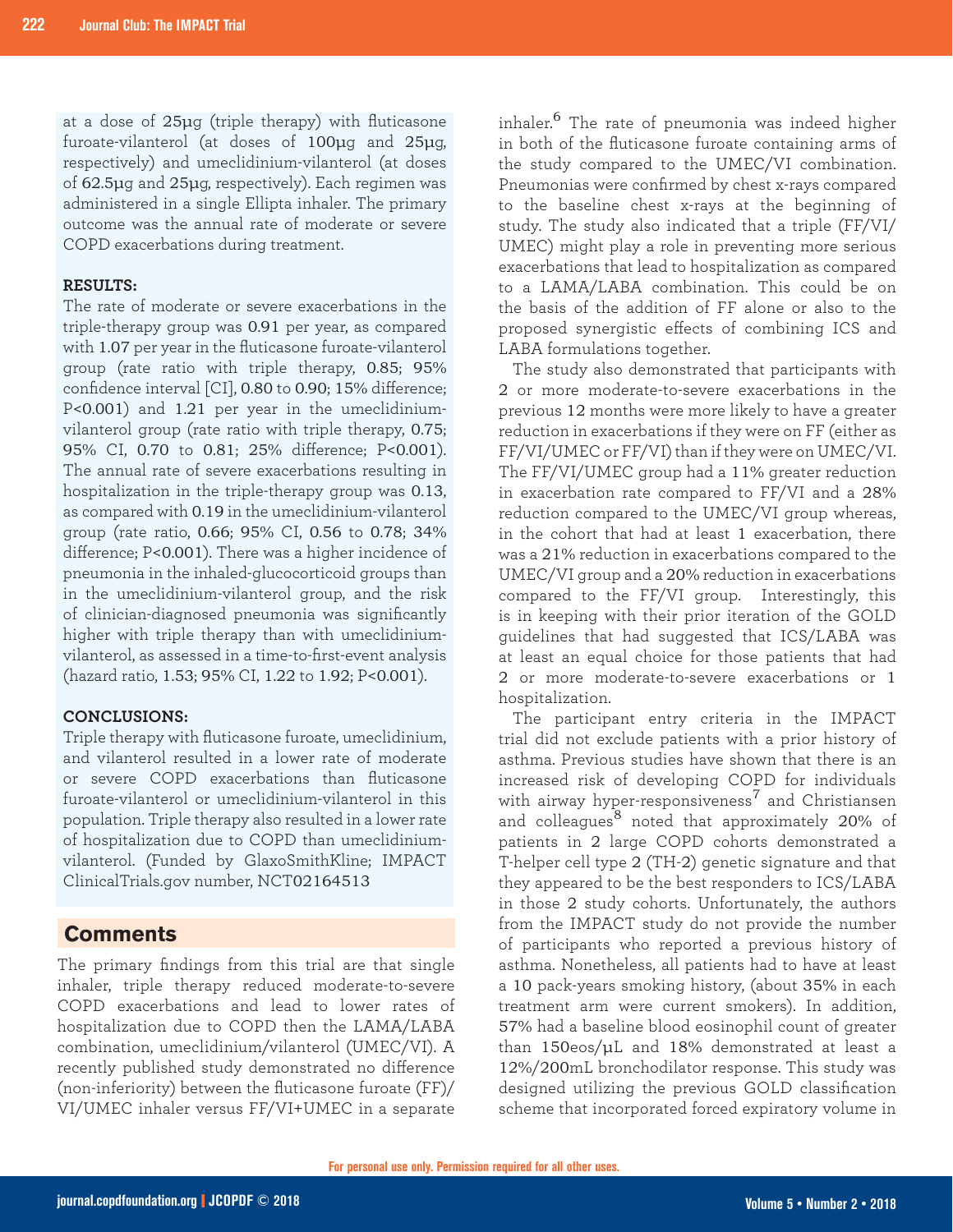at a dose of 25µg (triple therapy) with fluticasone furoate-vilanterol (at doses of 100µg and 25µg, respectively) and umeclidinium-vilanterol (at doses of 62.5µg and 25µg, respectively). Each regimen was administered in a single Ellipta inhaler. The primary outcome was the annual rate of moderate or severe COPD exacerbations during treatment.

**RESULTS:**

The rate of moderate or severe exacerbations in the triple-therapy group was 0.91 per year, as compared with 1.07 per year in the fluticasone furoate-vilanterol group (rate ratio with triple therapy, 0.85; 95% confidence interval [CI], 0.80 to 0.90; 15% difference; P<0.001) and 1.21 per year in the umeclidinium-vilanterol group (rate ratio with triple therapy, 0.75; 95% CI, 0.70 to 0.81; 25% difference; P<0.001). The annual rate of severe exacerbations resulting in hospitalization in the triple-therapy group was 0.13, as compared with 0.19 in the umeclidinium-vilanterol group (rate ratio, 0.66; 95% CI, 0.56 to 0.78; 34% difference; P<0.001). There was a higher incidence of pneumonia in the inhaled-glucocorticoid groups than in the umeclidinium-vilanterol group, and the risk of clinician-diagnosed pneumonia was significantly higher with triple therapy than with umeclidinium-vilanterol, as assessed in a time-to-first-event analysis (hazard ratio, 1.53; 95% CI, 1.22 to 1.92; P<0.001).

**CONCLUSIONS:**

Triple therapy with fluticasone furoate, umeclidinium, and vilanterol resulted in a lower rate of moderate or severe COPD exacerbations than fluticasone furoate-vilanterol or umeclidinium-vilanterol in this population. Triple therapy also resulted in a lower rate of hospitalization due to COPD than umeclidinium-vilanterol. (Funded by GlaxoSmithKline; IMPACT ClinicalTrials.gov number, NCT02164513

## Comments

The primary findings from this trial are that single inhaler, triple therapy reduced moderate-to-severe COPD exacerbations and lead to lower rates of hospitalization due to COPD then the LAMA/LABA combination, umeclidinium/vilanterol (UMEC/VI). A recently published study demonstrated no difference (non-inferiority) between the fluticasone furoate (FF)/VI/UMEC inhaler versus FF/VI+UMEC in a separate inhaler.[6] The rate of pneumonia was indeed higher in both of the fluticasone furoate containing arms of the study compared to the UMEC/VI combination. Pneumonias were confirmed by chest x-rays compared to the baseline chest x-rays at the beginning of study. The study also indicated that a triple (FF/VI/UMEC) might play a role in preventing more serious exacerbations that lead to hospitalization as compared to a LAMA/LABA combination. This could be on the basis of the addition of FF alone or also to the proposed synergistic effects of combining ICS and LABA formulations together.

The study also demonstrated that participants with 2 or more moderate-to-severe exacerbations in the previous 12 months were more likely to have a greater reduction in exacerbations if they were on FF (either as FF/VI/UMEC or FF/VI) than if they were on UMEC/VI. The FF/VI/UMEC group had a 11% greater reduction in exacerbation rate compared to FF/VI and a 28% reduction compared to the UMEC/VI group whereas, in the cohort that had at least 1 exacerbation, there was a 21% reduction in exacerbations compared to the UMEC/VI group and a 20% reduction in exacerbations compared to the FF/VI group. Interestingly, this is in keeping with their prior iteration of the GOLD guidelines that had suggested that ICS/LABA was at least an equal choice for those patients that had 2 or more moderate-to-severe exacerbations or 1 hospitalization.

The participant entry criteria in the IMPACT trial did not exclude patients with a prior history of asthma. Previous studies have shown that there is an increased risk of developing COPD for individuals with airway hyper-responsiveness[7] and Christiansen and colleagues[8] noted that approximately 20% of patients in 2 large COPD cohorts demonstrated a T-helper cell type 2 (TH-2) genetic signature and that they appeared to be the best responders to ICS/LABA in those 2 study cohorts. Unfortunately, the authors from the IMPACT study do not provide the number of participants who reported a previous history of asthma. Nonetheless, all patients had to have at least a 10 pack-years smoking history, (about 35% in each treatment arm were current smokers). In addition, 57% had a baseline blood eosinophil count of greater than 150eos/µL and 18% demonstrated at least a 12%/200mL bronchodilator response. This study was designed utilizing the previous GOLD classification scheme that incorporated forced expiratory volume in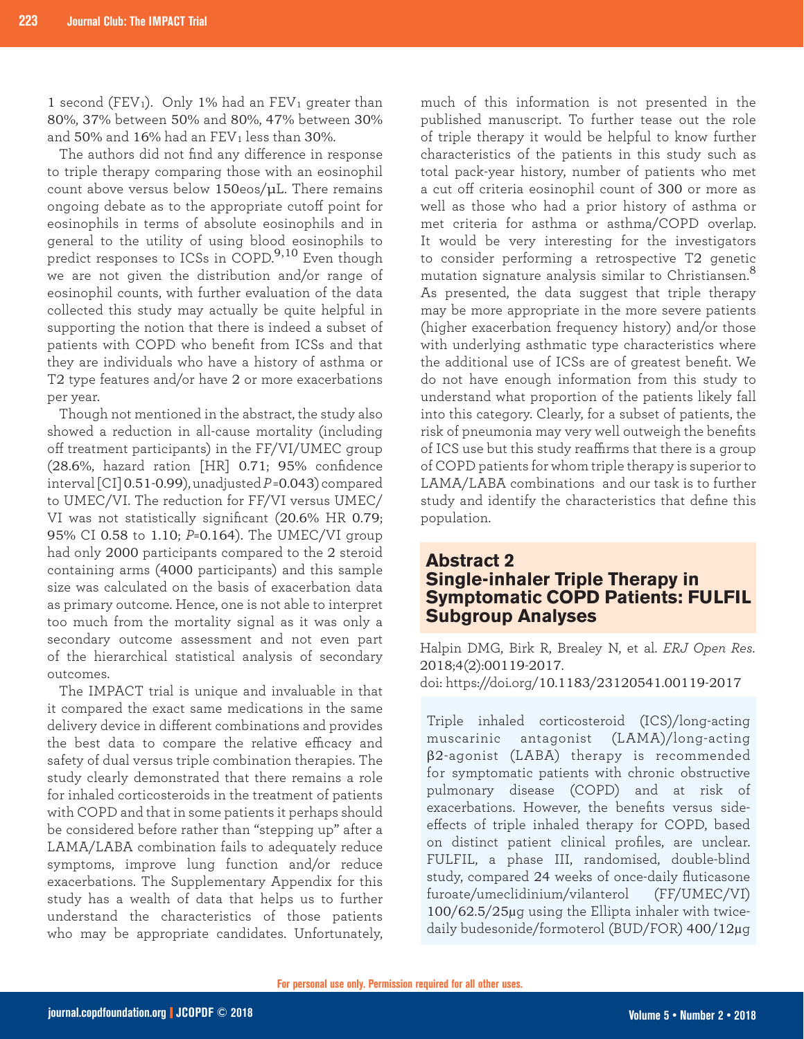1 second ($FEV_1$). Only 1% had an $FEV_1$ greater than 80%, 37% between 50% and 80%, 47% between 30% and 50% and 16% had an $FEV_1$ less than 30%.

The authors did not find any difference in response to triple therapy comparing those with an eosinophil count above versus below 150eos/µL. There remains ongoing debate as to the appropriate cutoff point for eosinophils in terms of absolute eosinophils and in general to the utility of using blood eosinophils to predict responses to ICSs in COPD.[9,10] Even though we are not given the distribution and/or range of eosinophil counts, with further evaluation of the data collected this study may actually be quite helpful in supporting the notion that there is indeed a subset of patients with COPD who benefit from ICSs and that they are individuals who have a history of asthma or T2 type features and/or have 2 or more exacerbations per year.

Though not mentioned in the abstract, the study also showed a reduction in all-cause mortality (including off treatment participants) in the FF/VI/UMEC group (28.6%, hazard ration [HR] 0.71; 95% confidence interval [CI] 0.51-0.99), unadjusted *P*=0.043) compared to UMEC/VI. The reduction for FF/VI versus UMEC/VI was not statistically significant (20.6% HR 0.79; 95% CI 0.58 to 1.10; *P*=0.164). The UMEC/VI group had only 2000 participants compared to the 2 steroid containing arms (4000 participants) and this sample size was calculated on the basis of exacerbation data as primary outcome. Hence, one is not able to interpret too much from the mortality signal as it was only a secondary outcome assessment and not even part of the hierarchical statistical analysis of secondary outcomes.

The IMPACT trial is unique and invaluable in that it compared the exact same medications in the same delivery device in different combinations and provides the best data to compare the relative efficacy and safety of dual versus triple combination therapies. The study clearly demonstrated that there remains a role for inhaled corticosteroids in the treatment of patients with COPD and that in some patients it perhaps should be considered before rather than "stepping up" after a LAMA/LABA combination fails to adequately reduce symptoms, improve lung function and/or reduce exacerbations. The Supplementary Appendix for this study has a wealth of data that helps us to further understand the characteristics of those patients who may be appropriate candidates. Unfortunately, much of this information is not presented in the published manuscript. To further tease out the role of triple therapy it would be helpful to know further characteristics of the patients in this study such as total pack-year history, number of patients who met a cut off criteria eosinophil count of 300 or more as well as those who had a prior history of asthma or met criteria for asthma or asthma/COPD overlap. It would be very interesting for the investigators to consider performing a retrospective T2 genetic mutation signature analysis similar to Christiansen.[8] As presented, the data suggest that triple therapy may be more appropriate in the more severe patients (higher exacerbation frequency history) and/or those with underlying asthmatic type characteristics where the additional use of ICSs are of greatest benefit. We do not have enough information from this study to understand what proportion of the patients likely fall into this category. Clearly, for a subset of patients, the risk of pneumonia may very well outweigh the benefits of ICS use but this study reaffirms that there is a group of COPD patients for whom triple therapy is superior to LAMA/LABA combinations and our task is to further study and identify the characteristics that define this population.

## Abstract 2
## Single-inhaler Triple Therapy in Symptomatic COPD Patients: FULFIL Subgroup Analyses

Halpin DMG, Birk R, Brealey N, et al. *ERJ Open Res*. 2018;4(2):00119-2017.
doi: https://doi.org/10.1183/23120541.00119-2017

Triple inhaled corticosteroid (ICS)/long-acting muscarinic antagonist (LAMA)/long-acting β2-agonist (LABA) therapy is recommended for symptomatic patients with chronic obstructive pulmonary disease (COPD) and at risk of exacerbations. However, the benefits versus side-effects of triple inhaled therapy for COPD, based on distinct patient clinical profiles, are unclear. FULFIL, a phase III, randomised, double-blind study, compared 24 weeks of once-daily fluticasone furoate/umeclidinium/vilanterol (FF/UMEC/VI) 100/62.5/25µg using the Ellipta inhaler with twice-daily budesonide/formoterol (BUD/FOR) 400/12µg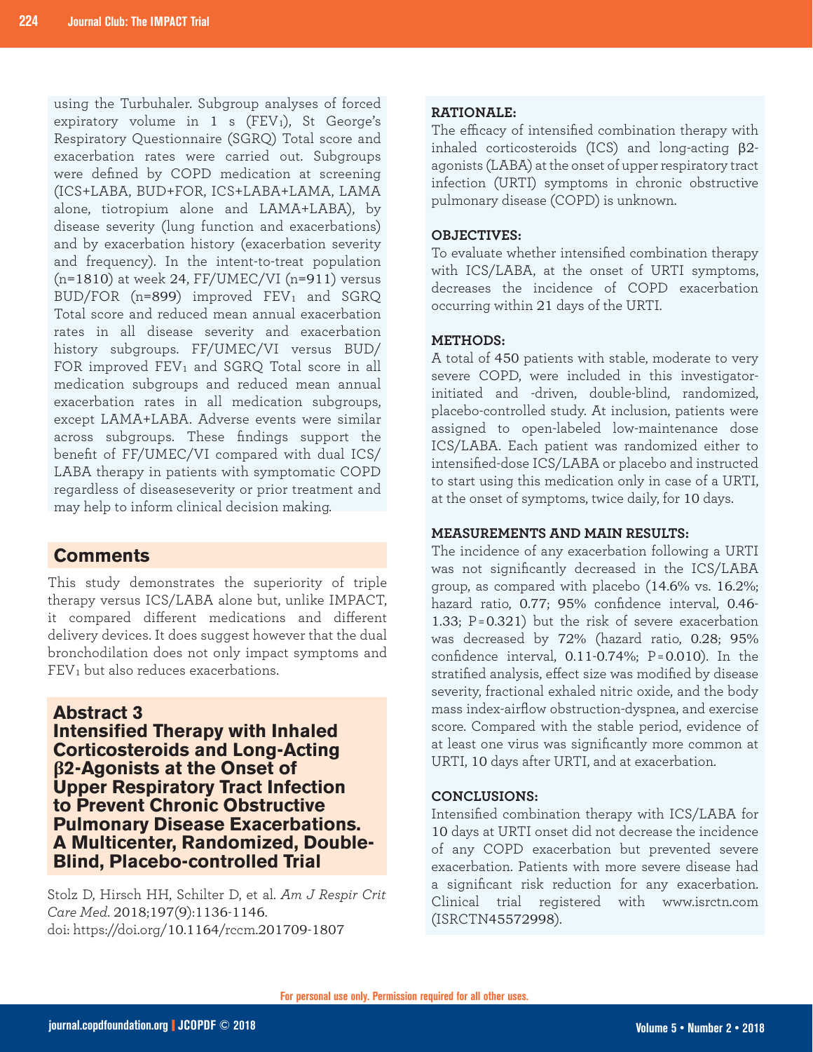using the Turbuhaler. Subgroup analyses of forced expiratory volume in 1 s ($FEV_1$), St George's Respiratory Questionnaire (SGRQ) Total score and exacerbation rates were carried out. Subgroups were defined by COPD medication at screening (ICS+LABA, BUD+FOR, ICS+LABA+LAMA, LAMA alone, tiotropium alone and LAMA+LABA), by disease severity (lung function and exacerbations) and by exacerbation history (exacerbation severity and frequency). In the intent-to-treat population (n=1810) at week 24, FF/UMEC/VI (n=911) versus BUD/FOR (n=899) improved $FEV_1$ and SGRQ Total score and reduced mean annual exacerbation rates in all disease severity and exacerbation history subgroups. FF/UMEC/VI versus BUD/FOR improved $FEV_1$ and SGRQ Total score in all medication subgroups and reduced mean annual exacerbation rates in all medication subgroups, except LAMA+LABA. Adverse events were similar across subgroups. These findings support the benefit of FF/UMEC/VI compared with dual ICS/LABA therapy in patients with symptomatic COPD regardless of diseaseseverity or prior treatment and may help to inform clinical decision making.

## Comments

This study demonstrates the superiority of triple therapy versus ICS/LABA alone but, unlike IMPACT, it compared different medications and different delivery devices. It does suggest however that the dual bronchodilation does not only impact symptoms and $FEV_1$ but also reduces exacerbations.

## Abstract 3
## Intensified Therapy with Inhaled Corticosteroids and Long-Acting β2-Agonists at the Onset of Upper Respiratory Tract Infection to Prevent Chronic Obstructive Pulmonary Disease Exacerbations. A Multicenter, Randomized, Double-Blind, Placebo-controlled Trial

Stolz D, Hirsch HH, Schilter D, et al. *Am J Respir Crit Care Med.* 2018;197(9):1136-1146.
doi: https://doi.org/10.1164/rccm.201709-1807

**RATIONALE:**
The efficacy of intensified combination therapy with inhaled corticosteroids (ICS) and long-acting β2-agonists (LABA) at the onset of upper respiratory tract infection (URTI) symptoms in chronic obstructive pulmonary disease (COPD) is unknown.

**OBJECTIVES:**
To evaluate whether intensified combination therapy with ICS/LABA, at the onset of URTI symptoms, decreases the incidence of COPD exacerbation occurring within 21 days of the URTI.

**METHODS:**
A total of 450 patients with stable, moderate to very severe COPD, were included in this investigator-initiated and -driven, double-blind, randomized, placebo-controlled study. At inclusion, patients were assigned to open-labeled low-maintenance dose ICS/LABA. Each patient was randomized either to intensified-dose ICS/LABA or placebo and instructed to start using this medication only in case of a URTI, at the onset of symptoms, twice daily, for 10 days.

**MEASUREMENTS AND MAIN RESULTS:**
The incidence of any exacerbation following a URTI was not significantly decreased in the ICS/LABA group, as compared with placebo (14.6% vs. 16.2%; hazard ratio, 0.77; 95% confidence interval, 0.46-1.33; $P=0.321$) but the risk of severe exacerbation was decreased by 72% (hazard ratio, 0.28; 95% confidence interval, 0.11-0.74%; $P=0.010$). In the stratified analysis, effect size was modified by disease severity, fractional exhaled nitric oxide, and the body mass index-airflow obstruction-dyspnea, and exercise score. Compared with the stable period, evidence of at least one virus was significantly more common at URTI, 10 days after URTI, and at exacerbation.

**CONCLUSIONS:**
Intensified combination therapy with ICS/LABA for 10 days at URTI onset did not decrease the incidence of any COPD exacerbation but prevented severe exacerbation. Patients with more severe disease had a significant risk reduction for any exacerbation. Clinical trial registered with www.isrctn.com (ISRCTN45572998).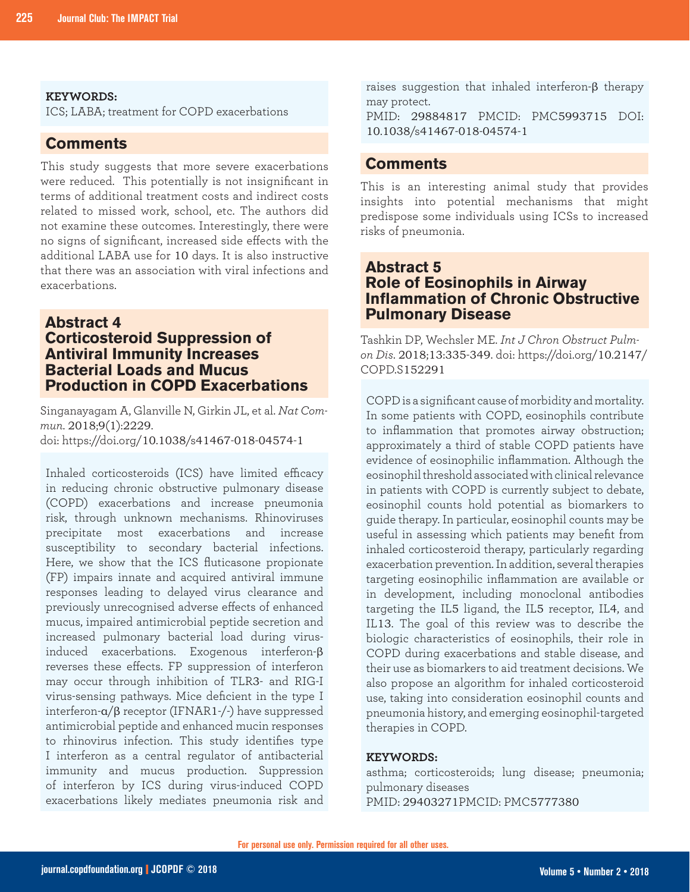**KEYWORDS:**
ICS; LABA; treatment for COPD exacerbations

## Comments

This study suggests that more severe exacerbations were reduced. This potentially is not insignificant in terms of additional treatment costs and indirect costs related to missed work, school, etc. The authors did not examine these outcomes. Interestingly, there were no signs of significant, increased side effects with the additional LABA use for 10 days. It is also instructive that there was an association with viral infections and exacerbations.

## Abstract 4
## Corticosteroid Suppression of Antiviral Immunity Increases Bacterial Loads and Mucus Production in COPD Exacerbations

Singanayagam A, Glanville N, Girkin JL, et al. *Nat Commun*. 2018;9(1):2229.
doi: https://doi.org/10.1038/s41467-018-04574-1

Inhaled corticosteroids (ICS) have limited efficacy in reducing chronic obstructive pulmonary disease (COPD) exacerbations and increase pneumonia risk, through unknown mechanisms. Rhinoviruses precipitate most exacerbations and increase susceptibility to secondary bacterial infections. Here, we show that the ICS fluticasone propionate (FP) impairs innate and acquired antiviral immune responses leading to delayed virus clearance and previously unrecognised adverse effects of enhanced mucus, impaired antimicrobial peptide secretion and increased pulmonary bacterial load during virus-induced exacerbations. Exogenous interferon-β reverses these effects. FP suppression of interferon may occur through inhibition of TLR3- and RIG-I virus-sensing pathways. Mice deficient in the type I interferon-α/β receptor (IFNAR1-/-) have suppressed antimicrobial peptide and enhanced mucin responses to rhinovirus infection. This study identifies type I interferon as a central regulator of antibacterial immunity and mucus production. Suppression of interferon by ICS during virus-induced COPD exacerbations likely mediates pneumonia risk and raises suggestion that inhaled interferon-β therapy may protect.

PMID: 29884817 PMCID: PMC5993715 DOI: 10.1038/s41467-018-04574-1

## Comments

This is an interesting animal study that provides insights into potential mechanisms that might predispose some individuals using ICSs to increased risks of pneumonia.

## Abstract 5
## Role of Eosinophils in Airway Inflammation of Chronic Obstructive Pulmonary Disease

Tashkin DP, Wechsler ME. *Int J Chron Obstruct Pulmon Dis*. 2018;13:335-349. doi: https://doi.org/10.2147/COPD.S152291

COPD is a significant cause of morbidity and mortality. In some patients with COPD, eosinophils contribute to inflammation that promotes airway obstruction; approximately a third of stable COPD patients have evidence of eosinophilic inflammation. Although the eosinophil threshold associated with clinical relevance in patients with COPD is currently subject to debate, eosinophil counts hold potential as biomarkers to guide therapy. In particular, eosinophil counts may be useful in assessing which patients may benefit from inhaled corticosteroid therapy, particularly regarding exacerbation prevention. In addition, several therapies targeting eosinophilic inflammation are available or in development, including monoclonal antibodies targeting the IL5 ligand, the IL5 receptor, IL4, and IL13. The goal of this review was to describe the biologic characteristics of eosinophils, their role in COPD during exacerbations and stable disease, and their use as biomarkers to aid treatment decisions. We also propose an algorithm for inhaled corticosteroid use, taking into consideration eosinophil counts and pneumonia history, and emerging eosinophil-targeted therapies in COPD.

**KEYWORDS:**
asthma; corticosteroids; lung disease; pneumonia; pulmonary diseases
PMID: 29403271PMCID: PMC5777380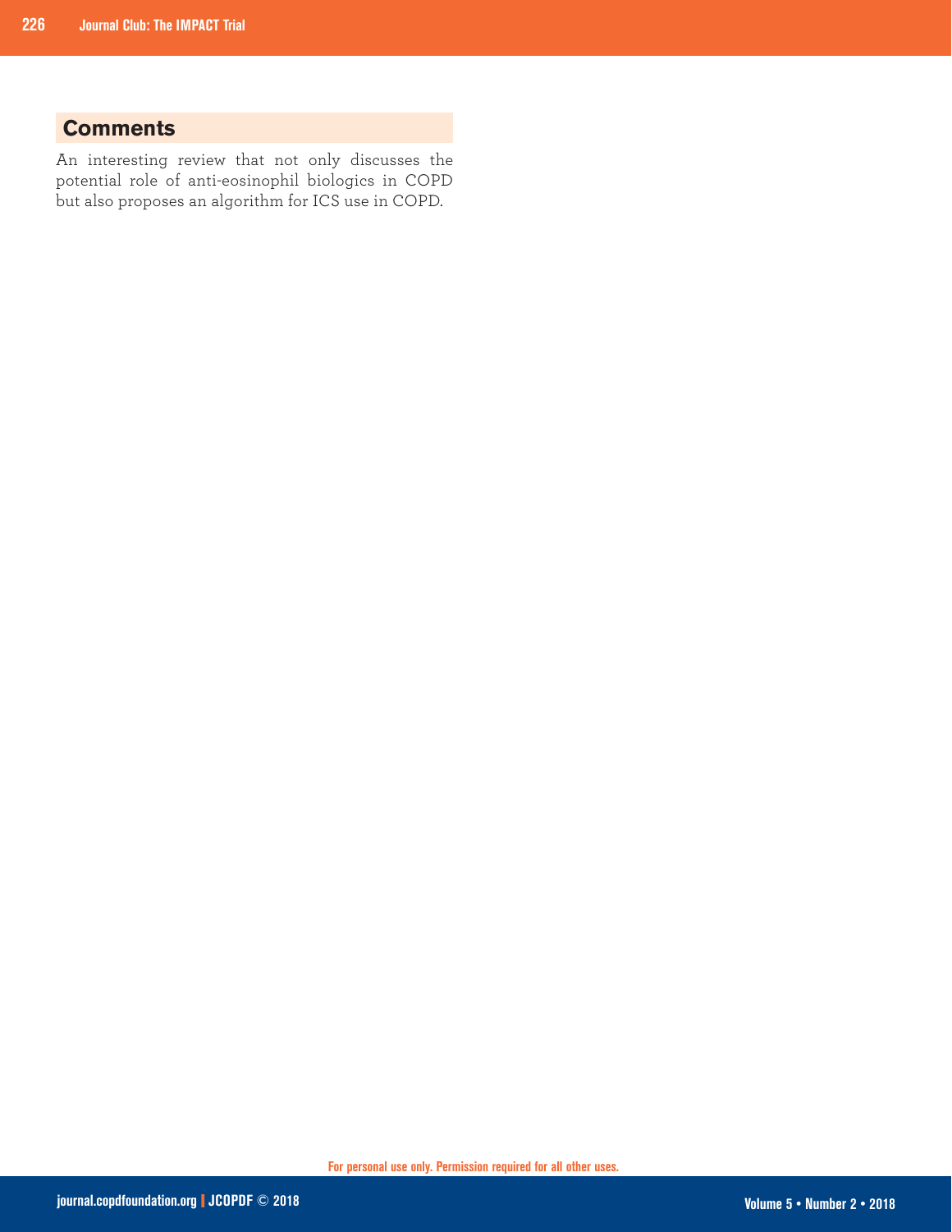## Comments

An interesting review that not only discusses the potential role of anti-eosinophil biologics in COPD but also proposes an algorithm for ICS use in COPD.

For personal use only. Permission required for all other uses.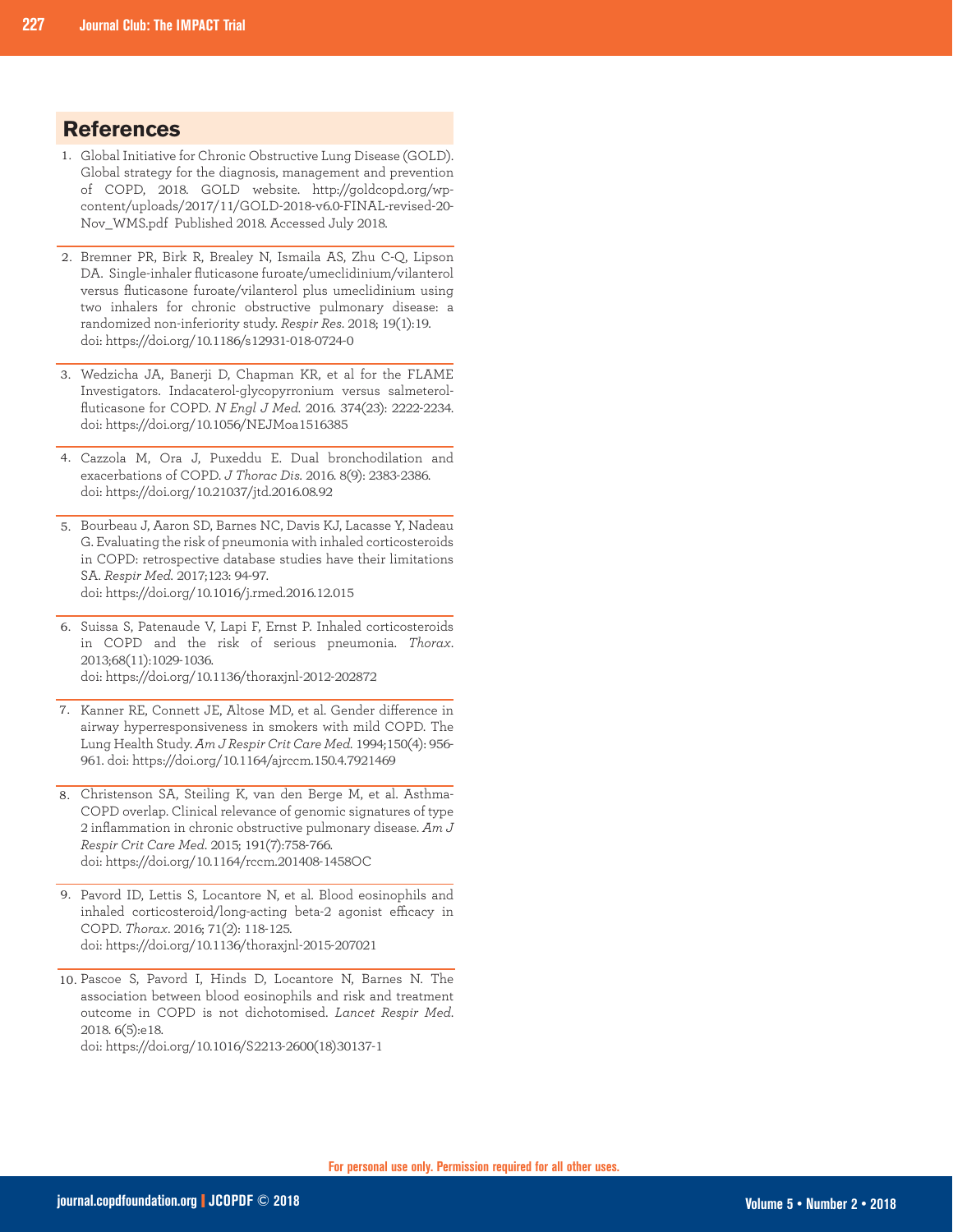## References

1. Global Initiative for Chronic Obstructive Lung Disease (GOLD). Global strategy for the diagnosis, management and prevention of COPD, 2018. GOLD website. http://goldcopd.org/wp-content/uploads/2017/11/GOLD-2018-v6.0-FINAL-revised-20-Nov_WMS.pdf Published 2018. Accessed July 2018.

2. Bremner PR, Birk R, Brealey N, Ismaila AS, Zhu C-Q, Lipson DA. Single-inhaler fluticasone furoate/umeclidinium/vilanterol versus fluticasone furoate/vilanterol plus umeclidinium using two inhalers for chronic obstructive pulmonary disease: a randomized non-inferiority study. *Respir Res*. 2018; 19(1):19. doi: https://doi.org/10.1186/s12931-018-0724-0

3. Wedzicha JA, Banerji D, Chapman KR, et al for the FLAME Investigators. Indacaterol-glycopyrronium versus salmeterol-fluticasone for COPD. *N Engl J Med*. 2016. 374(23): 2222-2234. doi: https://doi.org/10.1056/NEJMoa1516385

4. Cazzola M, Ora J, Puxeddu E. Dual bronchodilation and exacerbations of COPD. *J Thorac Dis*. 2016. 8(9): 2383-2386. doi: https://doi.org/10.21037/jtd.2016.08.92

5. Bourbeau J, Aaron SD, Barnes NC, Davis KJ, Lacasse Y, Nadeau G. Evaluating the risk of pneumonia with inhaled corticosteroids in COPD: retrospective database studies have their limitations SA. *Respir Med*. 2017;123: 94-97. doi: https://doi.org/10.1016/j.rmed.2016.12.015

6. Suissa S, Patenaude V, Lapi F, Ernst P. Inhaled corticosteroids in COPD and the risk of serious pneumonia. *Thorax*. 2013;68(11):1029-1036. doi: https://doi.org/10.1136/thoraxjnl-2012-202872

7. Kanner RE, Connett JE, Altose MD, et al. Gender difference in airway hyperresponsiveness in smokers with mild COPD. The Lung Health Study. *Am J Respir Crit Care Med*. 1994;150(4): 956-961. doi: https://doi.org/10.1164/ajrccm.150.4.7921469

8. Christenson SA, Steiling K, van den Berge M, et al. Asthma-COPD overlap. Clinical relevance of genomic signatures of type 2 inflammation in chronic obstructive pulmonary disease. *Am J Respir Crit Care Med*. 2015; 191(7):758-766. doi: https://doi.org/10.1164/rccm.201408-1458OC

9. Pavord ID, Lettis S, Locantore N, et al. Blood eosinophils and inhaled corticosteroid/long-acting beta-2 agonist efficacy in COPD. *Thorax*. 2016; 71(2): 118-125. doi: https://doi.org/10.1136/thoraxjnl-2015-207021

10. Pascoe S, Pavord I, Hinds D, Locantore N, Barnes N. The association between blood eosinophils and risk and treatment outcome in COPD is not dichotomised. *Lancet Respir Med*. 2018. 6(5):e18. doi: https://doi.org/10.1016/S2213-2600(18)30137-1

For personal use only. Permission required for all other uses.